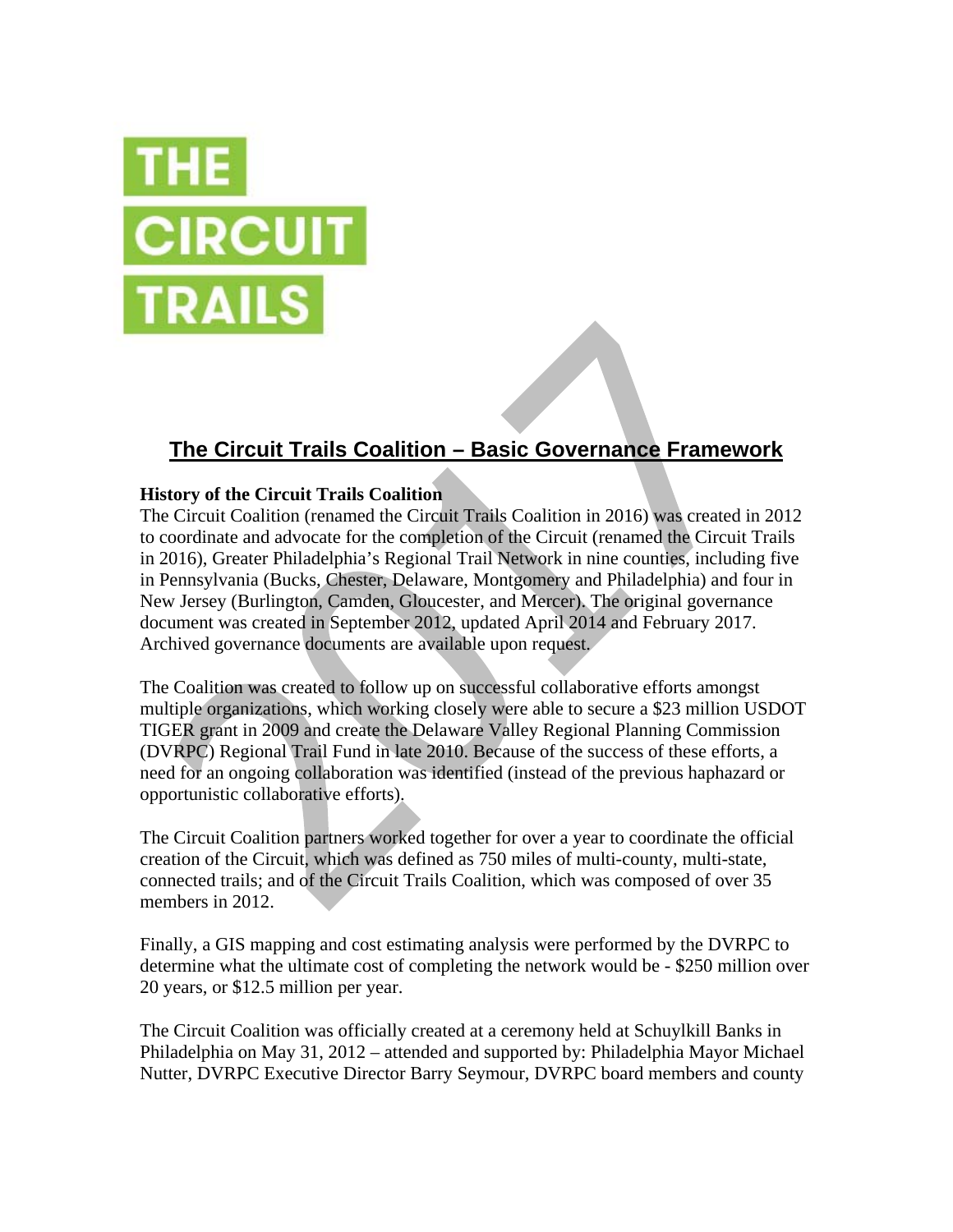THE
CIRCUIT
TRAILS

# The Circuit Trails Coalition – Basic Governance Framework

**History of the Circuit Trails Coalition**

The Circuit Coalition (renamed the Circuit Trails Coalition in 2016) was created in 2012 to coordinate and advocate for the completion of the Circuit (renamed the Circuit Trails in 2016), Greater Philadelphia's Regional Trail Network in nine counties, including five in Pennsylvania (Bucks, Chester, Delaware, Montgomery and Philadelphia) and four in New Jersey (Burlington, Camden, Gloucester, and Mercer). The original governance document was created in September 2012, updated April 2014 and February 2017. Archived governance documents are available upon request.

The Coalition was created to follow up on successful collaborative efforts amongst multiple organizations, which working closely were able to secure a $23 million USDOT TIGER grant in 2009 and create the Delaware Valley Regional Planning Commission (DVRPC) Regional Trail Fund in late 2010. Because of the success of these efforts, a need for an ongoing collaboration was identified (instead of the previous haphazard or opportunistic collaborative efforts).

The Circuit Coalition partners worked together for over a year to coordinate the official creation of the Circuit, which was defined as 750 miles of multi-county, multi-state, connected trails; and of the Circuit Trails Coalition, which was composed of over 35 members in 2012.

Finally, a GIS mapping and cost estimating analysis were performed by the DVRPC to determine what the ultimate cost of completing the network would be - $250 million over 20 years, or $12.5 million per year.

The Circuit Coalition was officially created at a ceremony held at Schuylkill Banks in Philadelphia on May 31, 2012 – attended and supported by: Philadelphia Mayor Michael Nutter, DVRPC Executive Director Barry Seymour, DVRPC board members and county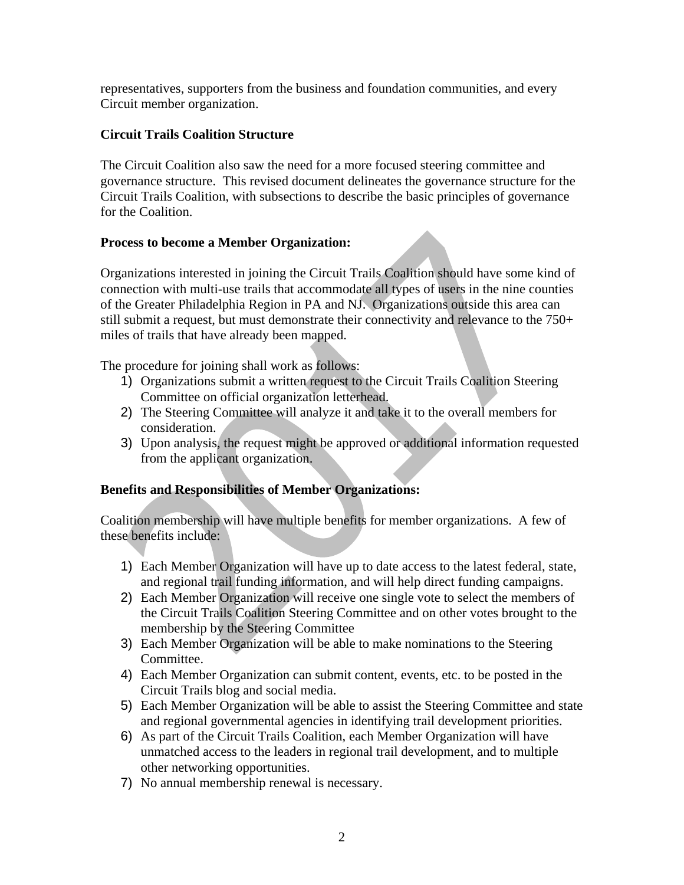representatives, supporters from the business and foundation communities, and every Circuit member organization.

**Circuit Trails Coalition Structure**

The Circuit Coalition also saw the need for a more focused steering committee and governance structure. This revised document delineates the governance structure for the Circuit Trails Coalition, with subsections to describe the basic principles of governance for the Coalition.

**Process to become a Member Organization:**

Organizations interested in joining the Circuit Trails Coalition should have some kind of connection with multi-use trails that accommodate all types of users in the nine counties of the Greater Philadelphia Region in PA and NJ. Organizations outside this area can still submit a request, but must demonstrate their connectivity and relevance to the 750+ miles of trails that have already been mapped.

The procedure for joining shall work as follows:

1) Organizations submit a written request to the Circuit Trails Coalition Steering Committee on official organization letterhead.
2) The Steering Committee will analyze it and take it to the overall members for consideration.
3) Upon analysis, the request might be approved or additional information requested from the applicant organization.

**Benefits and Responsibilities of Member Organizations:**

Coalition membership will have multiple benefits for member organizations. A few of these benefits include:

1) Each Member Organization will have up to date access to the latest federal, state, and regional trail funding information, and will help direct funding campaigns.
2) Each Member Organization will receive one single vote to select the members of the Circuit Trails Coalition Steering Committee and on other votes brought to the membership by the Steering Committee
3) Each Member Organization will be able to make nominations to the Steering Committee.
4) Each Member Organization can submit content, events, etc. to be posted in the Circuit Trails blog and social media.
5) Each Member Organization will be able to assist the Steering Committee and state and regional governmental agencies in identifying trail development priorities.
6) As part of the Circuit Trails Coalition, each Member Organization will have unmatched access to the leaders in regional trail development, and to multiple other networking opportunities.
7) No annual membership renewal is necessary.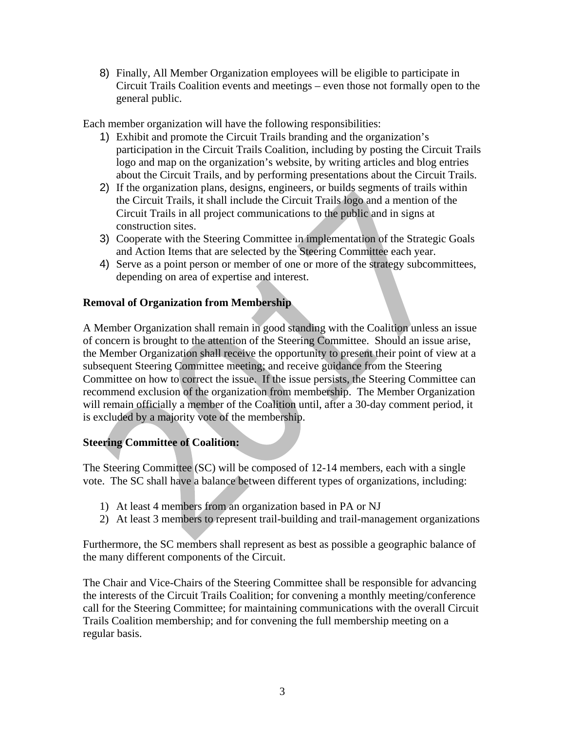8) Finally, All Member Organization employees will be eligible to participate in Circuit Trails Coalition events and meetings – even those not formally open to the general public.

Each member organization will have the following responsibilities:

1) Exhibit and promote the Circuit Trails branding and the organization's participation in the Circuit Trails Coalition, including by posting the Circuit Trails logo and map on the organization's website, by writing articles and blog entries about the Circuit Trails, and by performing presentations about the Circuit Trails.
2) If the organization plans, designs, engineers, or builds segments of trails within the Circuit Trails, it shall include the Circuit Trails logo and a mention of the Circuit Trails in all project communications to the public and in signs at construction sites.
3) Cooperate with the Steering Committee in implementation of the Strategic Goals and Action Items that are selected by the Steering Committee each year.
4) Serve as a point person or member of one or more of the strategy subcommittees, depending on area of expertise and interest.

**Removal of Organization from Membership**

A Member Organization shall remain in good standing with the Coalition unless an issue of concern is brought to the attention of the Steering Committee. Should an issue arise, the Member Organization shall receive the opportunity to present their point of view at a subsequent Steering Committee meeting; and receive guidance from the Steering Committee on how to correct the issue. If the issue persists, the Steering Committee can recommend exclusion of the organization from membership. The Member Organization will remain officially a member of the Coalition until, after a 30-day comment period, it is excluded by a majority vote of the membership.

**Steering Committee of Coalition:**

The Steering Committee (SC) will be composed of 12-14 members, each with a single vote. The SC shall have a balance between different types of organizations, including:

1) At least 4 members from an organization based in PA or NJ
2) At least 3 members to represent trail-building and trail-management organizations

Furthermore, the SC members shall represent as best as possible a geographic balance of the many different components of the Circuit.

The Chair and Vice-Chairs of the Steering Committee shall be responsible for advancing the interests of the Circuit Trails Coalition; for convening a monthly meeting/conference call for the Steering Committee; for maintaining communications with the overall Circuit Trails Coalition membership; and for convening the full membership meeting on a regular basis.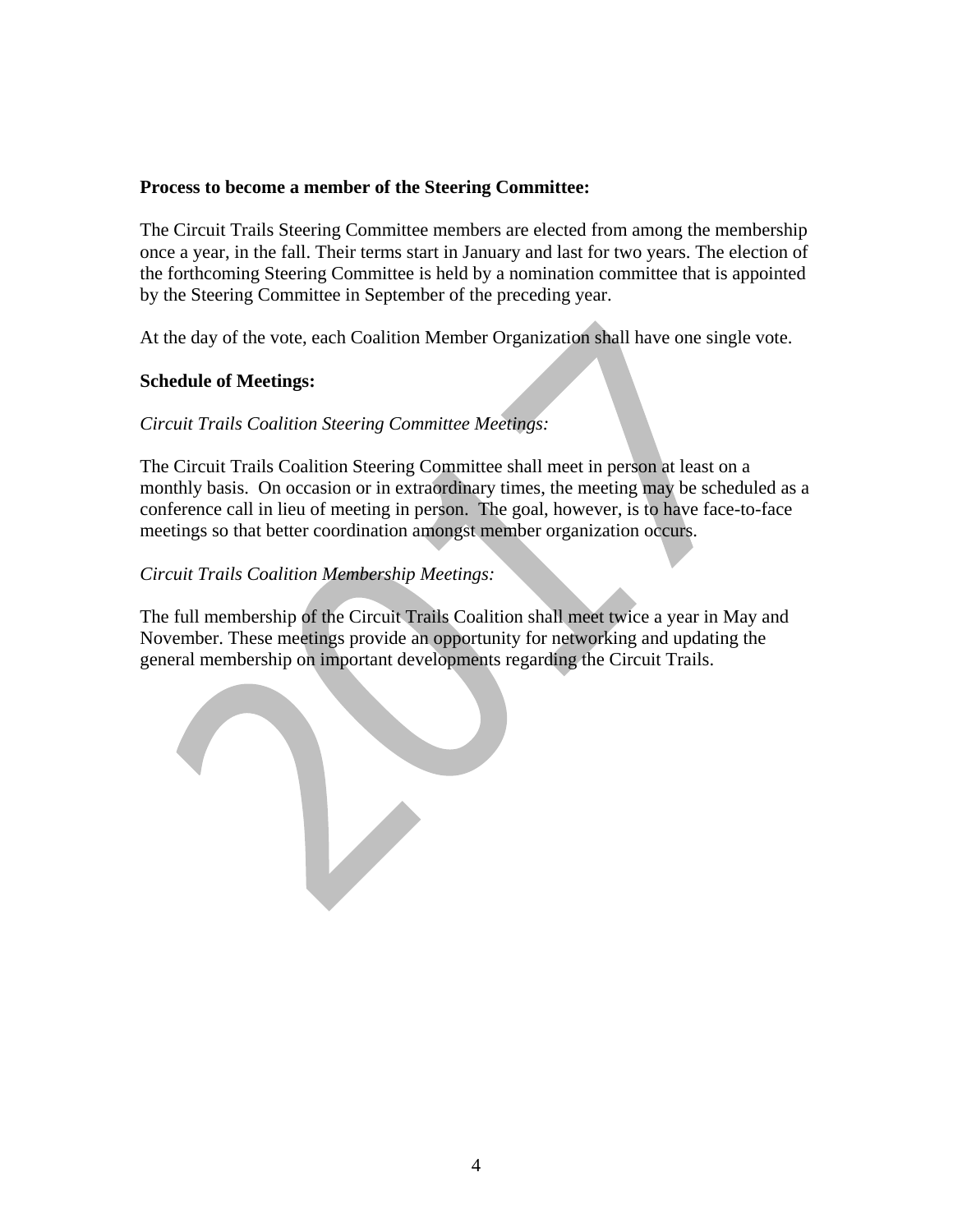**Process to become a member of the Steering Committee:**

The Circuit Trails Steering Committee members are elected from among the membership once a year, in the fall. Their terms start in January and last for two years. The election of the forthcoming Steering Committee is held by a nomination committee that is appointed by the Steering Committee in September of the preceding year.

At the day of the vote, each Coalition Member Organization shall have one single vote.

**Schedule of Meetings:**

*Circuit Trails Coalition Steering Committee Meetings:*

The Circuit Trails Coalition Steering Committee shall meet in person at least on a monthly basis. On occasion or in extraordinary times, the meeting may be scheduled as a conference call in lieu of meeting in person. The goal, however, is to have face-to-face meetings so that better coordination amongst member organization occurs.

*Circuit Trails Coalition Membership Meetings:*

The full membership of the Circuit Trails Coalition shall meet twice a year in May and November. These meetings provide an opportunity for networking and updating the general membership on important developments regarding the Circuit Trails.